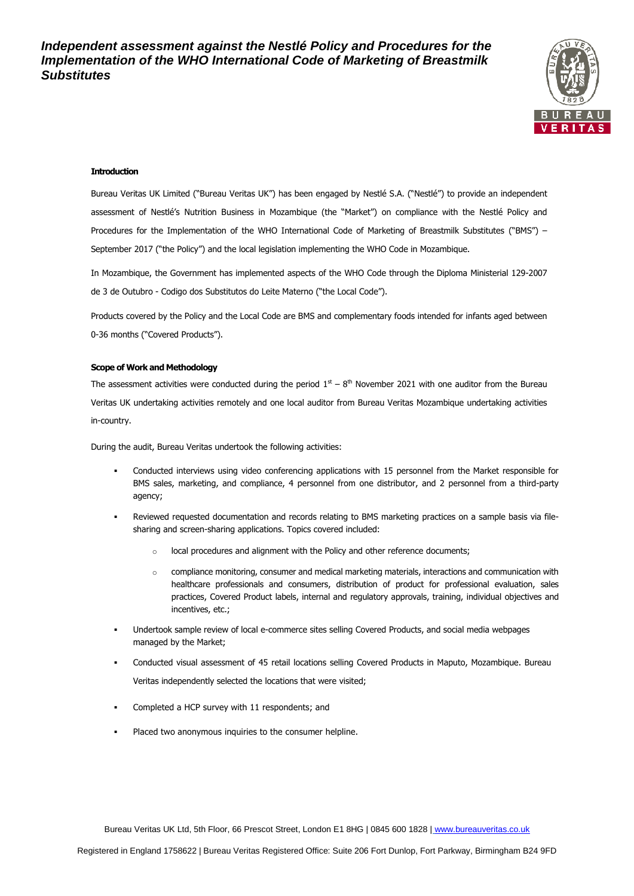# Independent assessment against the Nestlé Policy and Procedures for the Implementation of the WHO International Code of Marketing of Breastmilk Substitutes

**Introduction**

Bureau Veritas UK Limited ("Bureau Veritas UK") has been engaged by Nestlé S.A. ("Nestlé") to provide an independent assessment of Nestlé's Nutrition Business in Mozambique (the "Market") on compliance with the Nestlé Policy and Procedures for the Implementation of the WHO International Code of Marketing of Breastmilk Substitutes ("BMS") – September 2017 ("the Policy") and the local legislation implementing the WHO Code in Mozambique.

In Mozambique, the Government has implemented aspects of the WHO Code through the Diploma Ministerial 129-2007 de 3 de Outubro - Codigo dos Substitutos do Leite Materno ("the Local Code").

Products covered by the Policy and the Local Code are BMS and complementary foods intended for infants aged between 0-36 months ("Covered Products").

**Scope of Work and Methodology**

The assessment activities were conducted during the period 1st – 8th November 2021 with one auditor from the Bureau Veritas UK undertaking activities remotely and one local auditor from Bureau Veritas Mozambique undertaking activities in-country.

During the audit, Bureau Veritas undertook the following activities:

- Conducted interviews using video conferencing applications with 15 personnel from the Market responsible for BMS sales, marketing, and compliance, 4 personnel from one distributor, and 2 personnel from a third-party agency;
- Reviewed requested documentation and records relating to BMS marketing practices on a sample basis via file-sharing and screen-sharing applications. Topics covered included:
  - local procedures and alignment with the Policy and other reference documents;
  - compliance monitoring, consumer and medical marketing materials, interactions and communication with healthcare professionals and consumers, distribution of product for professional evaluation, sales practices, Covered Product labels, internal and regulatory approvals, training, individual objectives and incentives, etc.;
- Undertook sample review of local e-commerce sites selling Covered Products, and social media webpages managed by the Market;
- Conducted visual assessment of 45 retail locations selling Covered Products in Maputo, Mozambique. Bureau Veritas independently selected the locations that were visited;
- Completed a HCP survey with 11 respondents; and
- Placed two anonymous inquiries to the consumer helpline.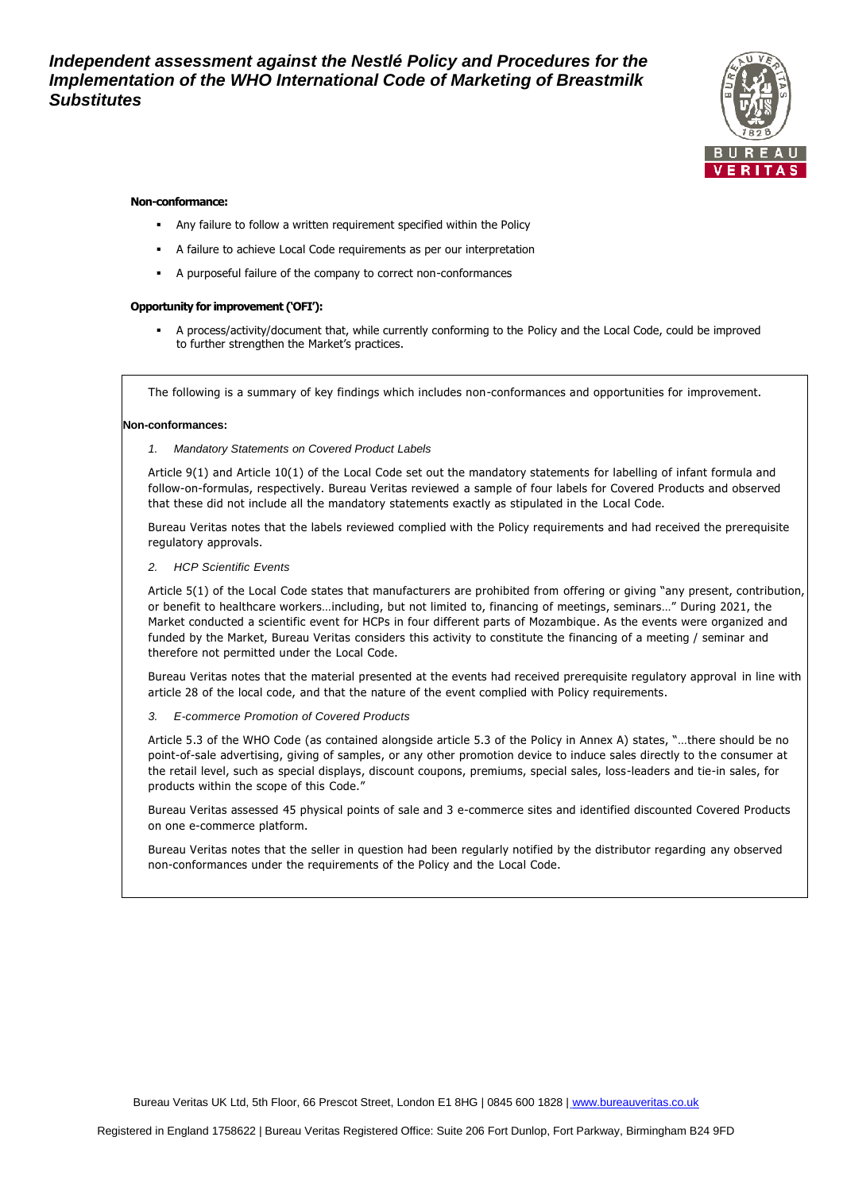**Non-conformance:**

- Any failure to follow a written requirement specified within the Policy
- A failure to achieve Local Code requirements as per our interpretation
- A purposeful failure of the company to correct non-conformances

**Opportunity for improvement ('OFI'):**

- A process/activity/document that, while currently conforming to the Policy and the Local Code, could be improved to further strengthen the Market's practices.

The following is a summary of key findings which includes non-conformances and opportunities for improvement.

**Non-conformances:**

1. *Mandatory Statements on Covered Product Labels*

Article 9(1) and Article 10(1) of the Local Code set out the mandatory statements for labelling of infant formula and follow-on-formulas, respectively. Bureau Veritas reviewed a sample of four labels for Covered Products and observed that these did not include all the mandatory statements exactly as stipulated in the Local Code.

Bureau Veritas notes that the labels reviewed complied with the Policy requirements and had received the prerequisite regulatory approvals.

2. *HCP Scientific Events*

Article 5(1) of the Local Code states that manufacturers are prohibited from offering or giving "any present, contribution, or benefit to healthcare workers…including, but not limited to, financing of meetings, seminars…" During 2021, the Market conducted a scientific event for HCPs in four different parts of Mozambique. As the events were organized and funded by the Market, Bureau Veritas considers this activity to constitute the financing of a meeting / seminar and therefore not permitted under the Local Code.

Bureau Veritas notes that the material presented at the events had received prerequisite regulatory approval in line with article 28 of the local code, and that the nature of the event complied with Policy requirements.

3. *E-commerce Promotion of Covered Products*

Article 5.3 of the WHO Code (as contained alongside article 5.3 of the Policy in Annex A) states, "…there should be no point-of-sale advertising, giving of samples, or any other promotion device to induce sales directly to the consumer at the retail level, such as special displays, discount coupons, premiums, special sales, loss-leaders and tie-in sales, for products within the scope of this Code."

Bureau Veritas assessed 45 physical points of sale and 3 e-commerce sites and identified discounted Covered Products on one e-commerce platform.

Bureau Veritas notes that the seller in question had been regularly notified by the distributor regarding any observed non-conformances under the requirements of the Policy and the Local Code.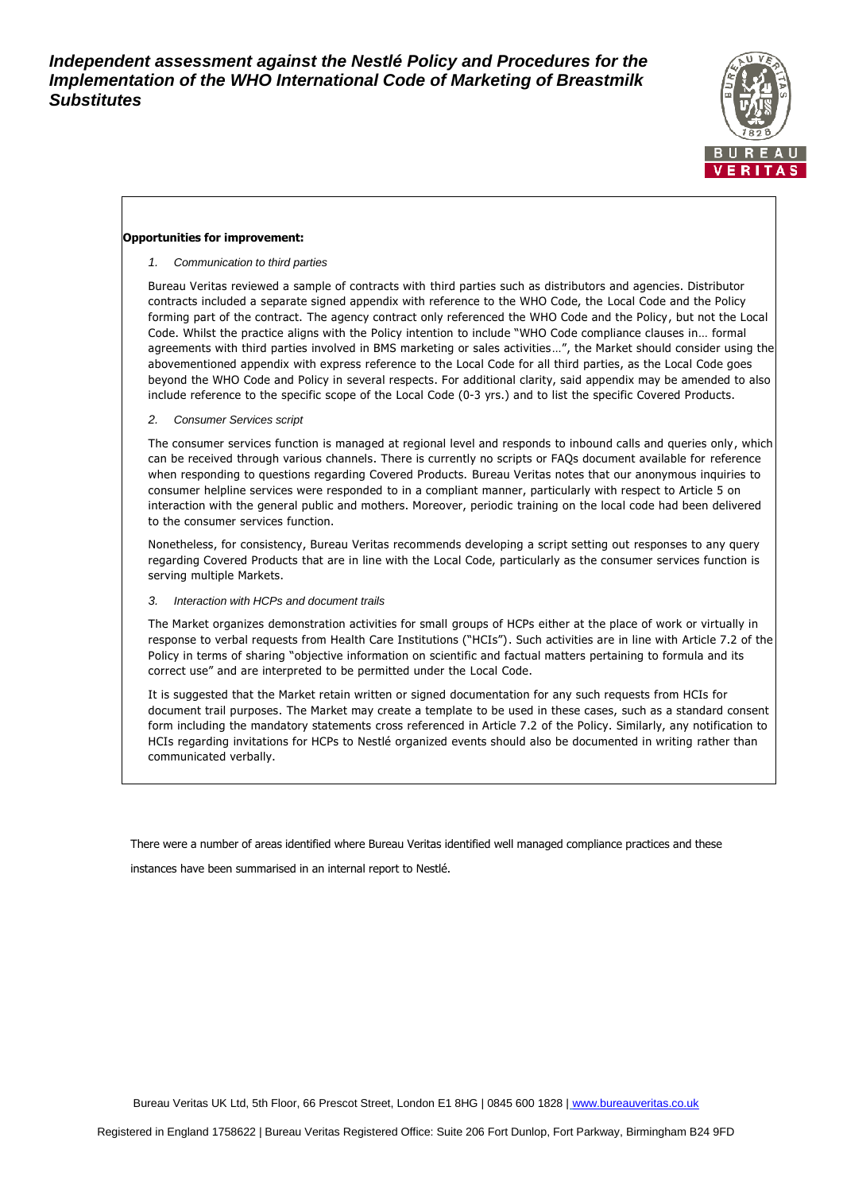**Opportunities for improvement:**

*1. Communication to third parties*

Bureau Veritas reviewed a sample of contracts with third parties such as distributors and agencies. Distributor contracts included a separate signed appendix with reference to the WHO Code, the Local Code and the Policy forming part of the contract. The agency contract only referenced the WHO Code and the Policy, but not the Local Code. Whilst the practice aligns with the Policy intention to include "WHO Code compliance clauses in… formal agreements with third parties involved in BMS marketing or sales activities…", the Market should consider using the abovementioned appendix with express reference to the Local Code for all third parties, as the Local Code goes beyond the WHO Code and Policy in several respects. For additional clarity, said appendix may be amended to also include reference to the specific scope of the Local Code (0-3 yrs.) and to list the specific Covered Products.

*2. Consumer Services script*

The consumer services function is managed at regional level and responds to inbound calls and queries only, which can be received through various channels. There is currently no scripts or FAQs document available for reference when responding to questions regarding Covered Products. Bureau Veritas notes that our anonymous inquiries to consumer helpline services were responded to in a compliant manner, particularly with respect to Article 5 on interaction with the general public and mothers. Moreover, periodic training on the local code had been delivered to the consumer services function.

Nonetheless, for consistency, Bureau Veritas recommends developing a script setting out responses to any query regarding Covered Products that are in line with the Local Code, particularly as the consumer services function is serving multiple Markets.

*3. Interaction with HCPs and document trails*

The Market organizes demonstration activities for small groups of HCPs either at the place of work or virtually in response to verbal requests from Health Care Institutions ("HCIs"). Such activities are in line with Article 7.2 of the Policy in terms of sharing "objective information on scientific and factual matters pertaining to formula and its correct use" and are interpreted to be permitted under the Local Code.

It is suggested that the Market retain written or signed documentation for any such requests from HCIs for document trail purposes. The Market may create a template to be used in these cases, such as a standard consent form including the mandatory statements cross referenced in Article 7.2 of the Policy. Similarly, any notification to HCIs regarding invitations for HCPs to Nestlé organized events should also be documented in writing rather than communicated verbally.

There were a number of areas identified where Bureau Veritas identified well managed compliance practices and these instances have been summarised in an internal report to Nestlé.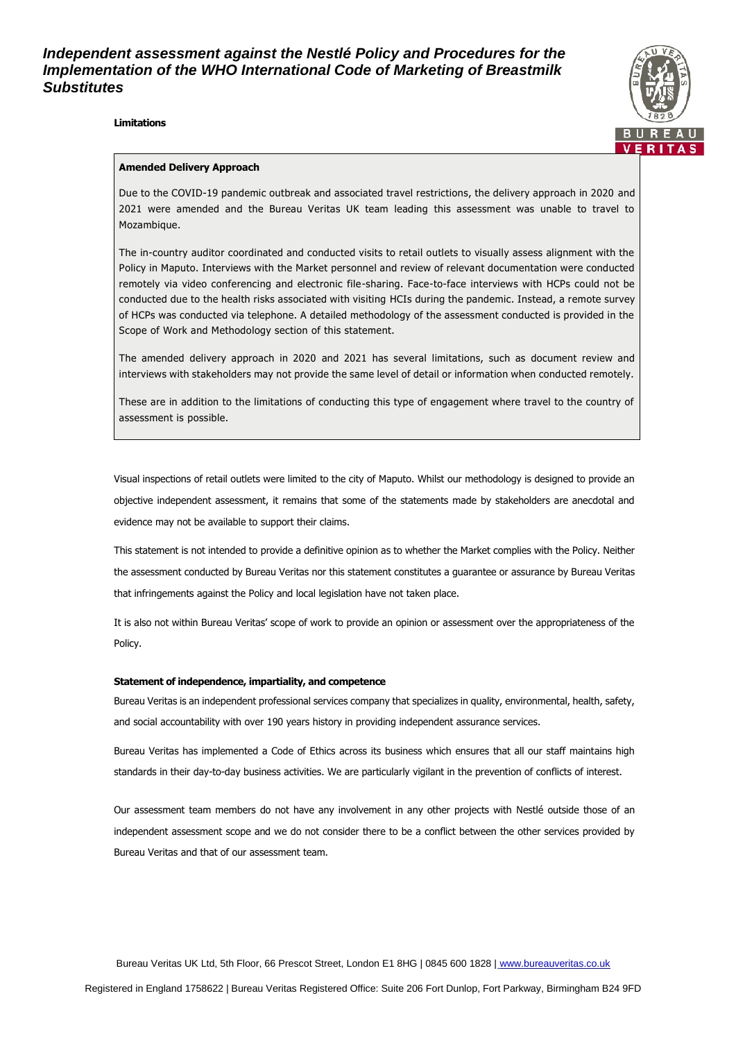**Limitations**

**Amended Delivery Approach**

Due to the COVID-19 pandemic outbreak and associated travel restrictions, the delivery approach in 2020 and 2021 were amended and the Bureau Veritas UK team leading this assessment was unable to travel to Mozambique.

The in-country auditor coordinated and conducted visits to retail outlets to visually assess alignment with the Policy in Maputo. Interviews with the Market personnel and review of relevant documentation were conducted remotely via video conferencing and electronic file-sharing. Face-to-face interviews with HCPs could not be conducted due to the health risks associated with visiting HCIs during the pandemic. Instead, a remote survey of HCPs was conducted via telephone. A detailed methodology of the assessment conducted is provided in the Scope of Work and Methodology section of this statement.

The amended delivery approach in 2020 and 2021 has several limitations, such as document review and interviews with stakeholders may not provide the same level of detail or information when conducted remotely.

These are in addition to the limitations of conducting this type of engagement where travel to the country of assessment is possible.

Visual inspections of retail outlets were limited to the city of Maputo. Whilst our methodology is designed to provide an objective independent assessment, it remains that some of the statements made by stakeholders are anecdotal and evidence may not be available to support their claims.

This statement is not intended to provide a definitive opinion as to whether the Market complies with the Policy. Neither the assessment conducted by Bureau Veritas nor this statement constitutes a guarantee or assurance by Bureau Veritas that infringements against the Policy and local legislation have not taken place.

It is also not within Bureau Veritas' scope of work to provide an opinion or assessment over the appropriateness of the Policy.

**Statement of independence, impartiality, and competence**

Bureau Veritas is an independent professional services company that specializes in quality, environmental, health, safety, and social accountability with over 190 years history in providing independent assurance services.

Bureau Veritas has implemented a Code of Ethics across its business which ensures that all our staff maintains high standards in their day-to-day business activities. We are particularly vigilant in the prevention of conflicts of interest.

Our assessment team members do not have any involvement in any other projects with Nestlé outside those of an independent assessment scope and we do not consider there to be a conflict between the other services provided by Bureau Veritas and that of our assessment team.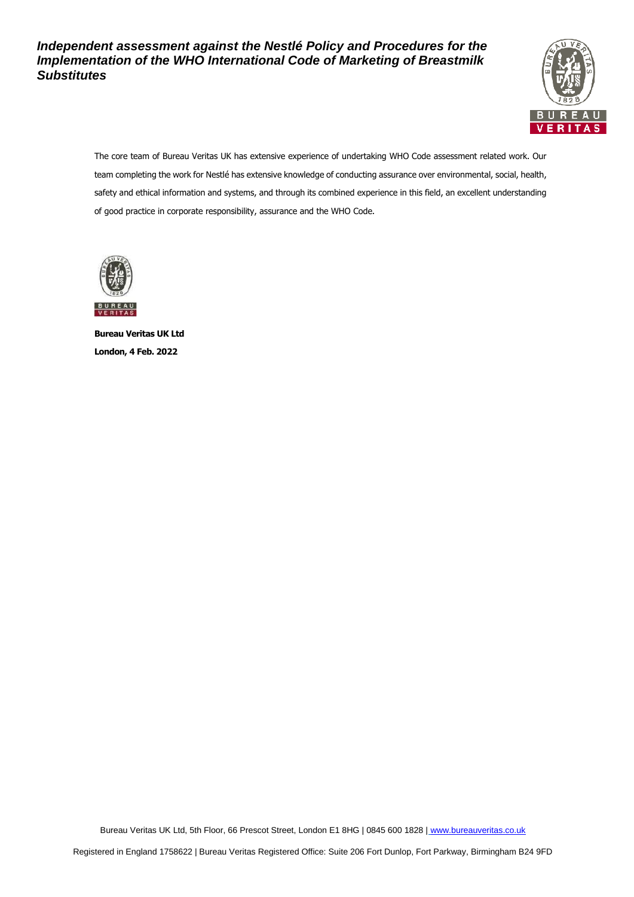The core team of Bureau Veritas UK has extensive experience of undertaking WHO Code assessment related work. Our team completing the work for Nestlé has extensive knowledge of conducting assurance over environmental, social, health, safety and ethical information and systems, and through its combined experience in this field, an excellent understanding of good practice in corporate responsibility, assurance and the WHO Code.

**Bureau Veritas UK Ltd**

**London, 4 Feb. 2022**